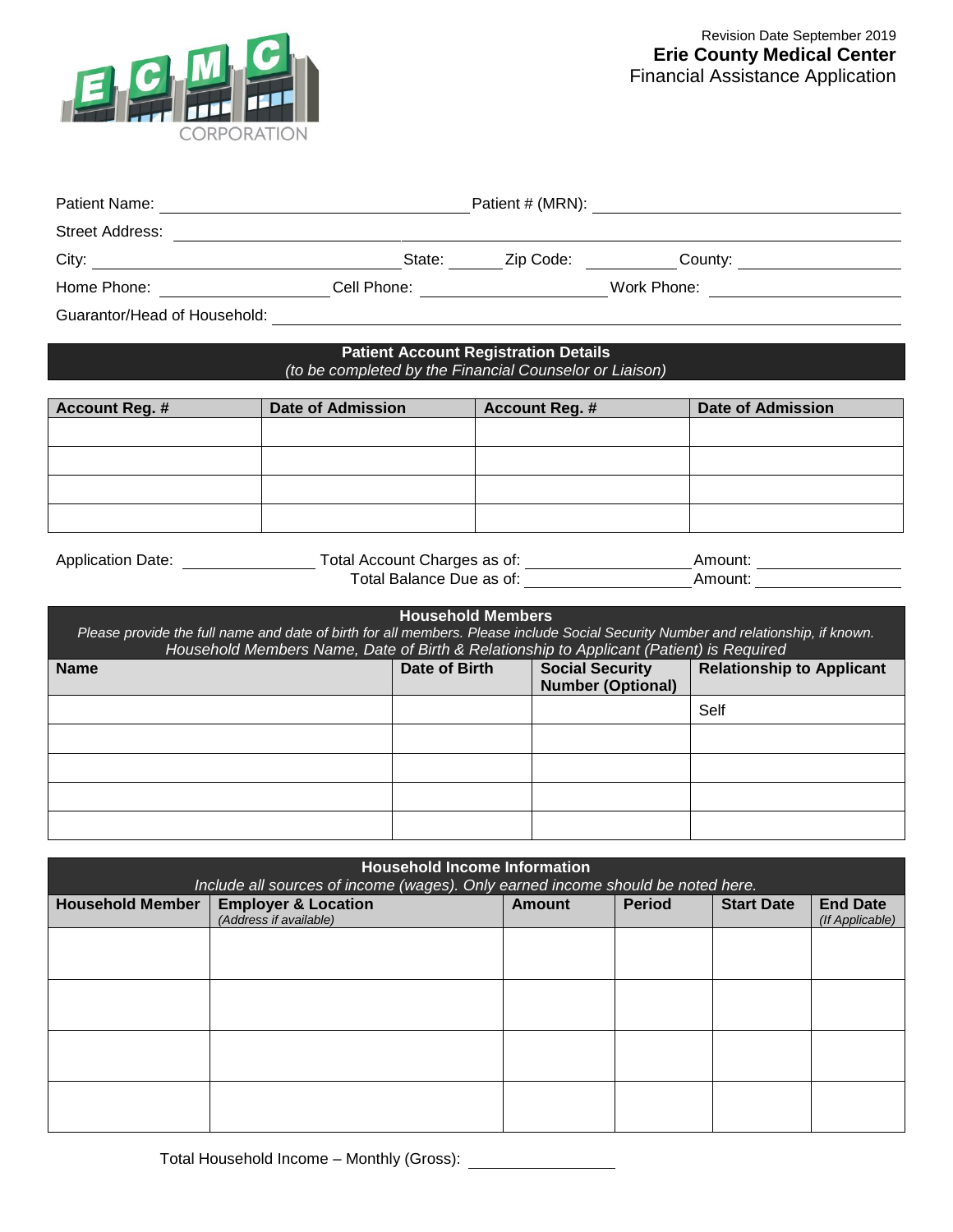Revision Date September 2019

# Erie County Medical Center

## Financial Assistance Application

Patient Name: ____________________ Patient # (MRN): ____________________

Street Address: ________________________________________

City: ____________________ State: ______ Zip Code: __________ County: __________

Home Phone: __________ Cell Phone: __________ Work Phone: __________

Guarantor/Head of Household: ________________________________________

### Patient Account Registration Details

*(to be completed by the Financial Counselor or Liaison)*

| Account Reg. # | Date of Admission | Account Reg. # | Date of Admission |
|---|---|---|---|
| | | | |
| | | | |
| | | | |
| | | | |

Application Date: __________ Total Account Charges as of: __________ Amount: __________

Total Balance Due as of: __________ Amount: __________

### Household Members

*Please provide the full name and date of birth for all members. Please include Social Security Number and relationship, if known. Household Members Name, Date of Birth & Relationship to Applicant (Patient) is Required*

| Name | Date of Birth | Social Security Number (Optional) | Relationship to Applicant |
|---|---|---|---|
| | | | Self |
| | | | |
| | | | |
| | | | |
| | | | |

### Household Income Information

*Include all sources of income (wages). Only earned income should be noted here.*

| Household Member | Employer & Location *(Address if available)* | Amount | Period | Start Date | End Date *(If Applicable)* |
|---|---|---|---|---|---|
| | | | | | |
| | | | | | |
| | | | | | |
| | | | | | |

Total Household Income – Monthly (Gross): __________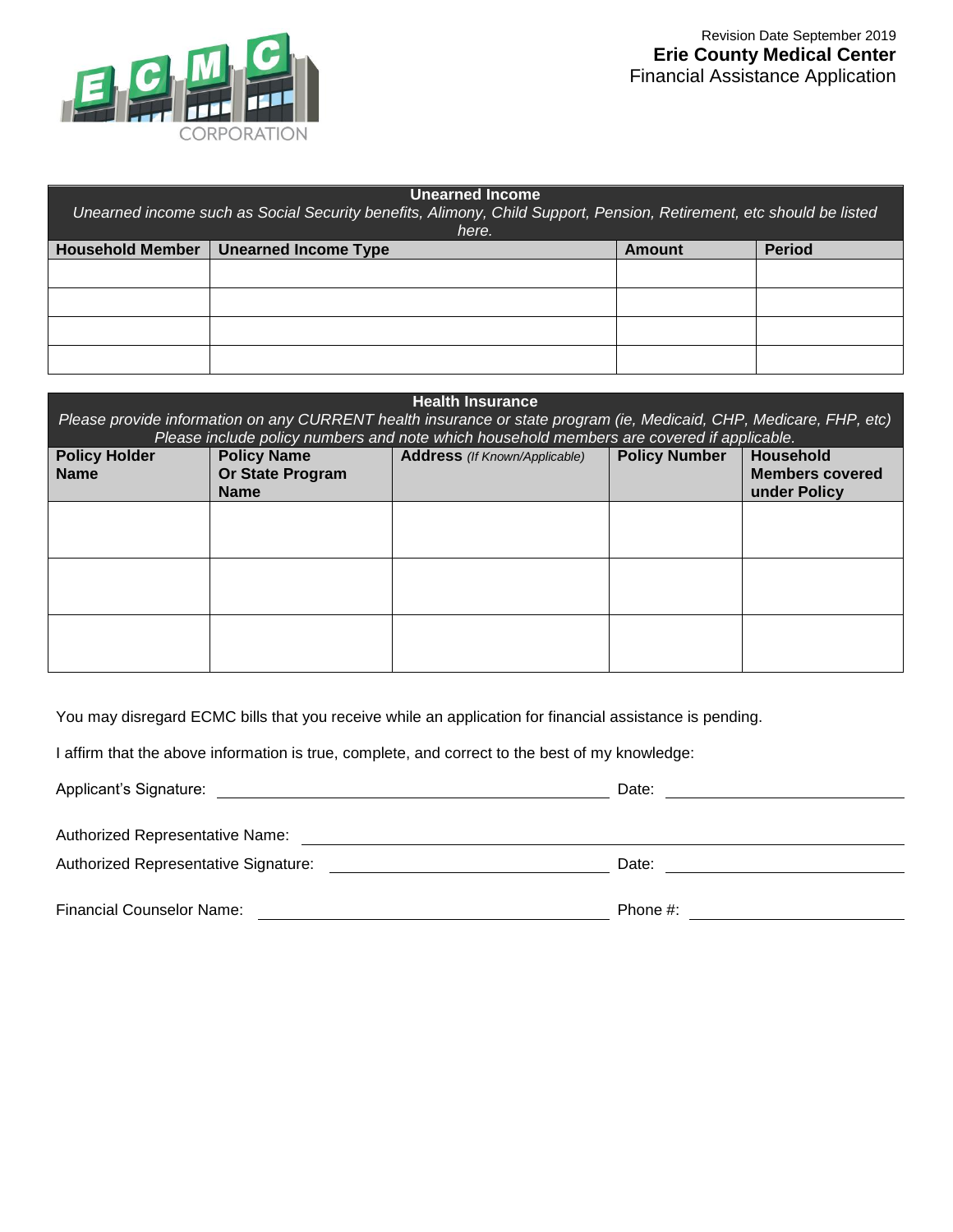Revision Date September 2019

**Erie County Medical Center**

Financial Assistance Application

| **Unearned Income**<br>*Unearned income such as Social Security benefits, Alimony, Child Support, Pension, Retirement, etc should be listed here.* | | | |
|---|---|---|---|
| **Household Member** | **Unearned Income Type** | **Amount** | **Period** |
| | | | |
| | | | |
| | | | |
| | | | |

| **Health Insurance**<br>*Please provide information on any CURRENT health insurance or state program (ie, Medicaid, CHP, Medicare, FHP, etc) Please include policy numbers and note which household members are covered if applicable.* | | | | |
|---|---|---|---|---|
| **Policy Holder Name** | **Policy Name Or State Program Name** | **Address** *(If Known/Applicable)* | **Policy Number** | **Household Members covered under Policy** |
| | | | | |
| | | | | |
| | | | | |

You may disregard ECMC bills that you receive while an application for financial assistance is pending.

I affirm that the above information is true, complete, and correct to the best of my knowledge:

Applicant's Signature: ______________________ Date: ______________

Authorized Representative Name: ______________________

Authorized Representative Signature: ______________________ Date: ______________

Financial Counselor Name: ______________________ Phone #: ______________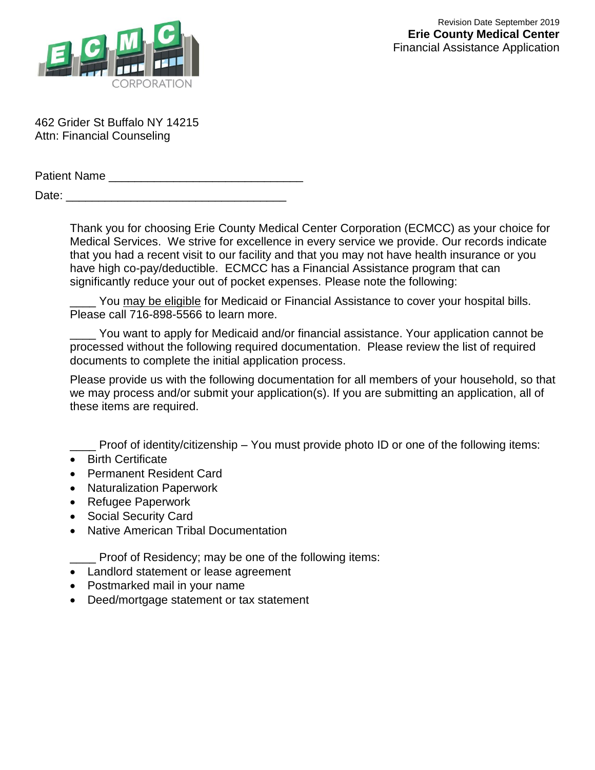Revision Date September 2019

**Erie County Medical Center**

Financial Assistance Application

ECMC CORPORATION

462 Grider St Buffalo NY 14215
Attn: Financial Counseling

Patient Name ______________________________

Date: __________________________________

Thank you for choosing Erie County Medical Center Corporation (ECMCC) as your choice for Medical Services. We strive for excellence in every service we provide. Our records indicate that you had a recent visit to our facility and that you may not have health insurance or you have high co-pay/deductible. ECMCC has a Financial Assistance program that can significantly reduce your out of pocket expenses. Please note the following:

____ You may be eligible for Medicaid or Financial Assistance to cover your hospital bills. Please call 716-898-5566 to learn more.

____ You want to apply for Medicaid and/or financial assistance. Your application cannot be processed without the following required documentation. Please review the list of required documents to complete the initial application process.

Please provide us with the following documentation for all members of your household, so that we may process and/or submit your application(s). If you are submitting an application, all of these items are required.

____ Proof of identity/citizenship – You must provide photo ID or one of the following items:

- Birth Certificate
- Permanent Resident Card
- Naturalization Paperwork
- Refugee Paperwork
- Social Security Card
- Native American Tribal Documentation

____ Proof of Residency; may be one of the following items:

- Landlord statement or lease agreement
- Postmarked mail in your name
- Deed/mortgage statement or tax statement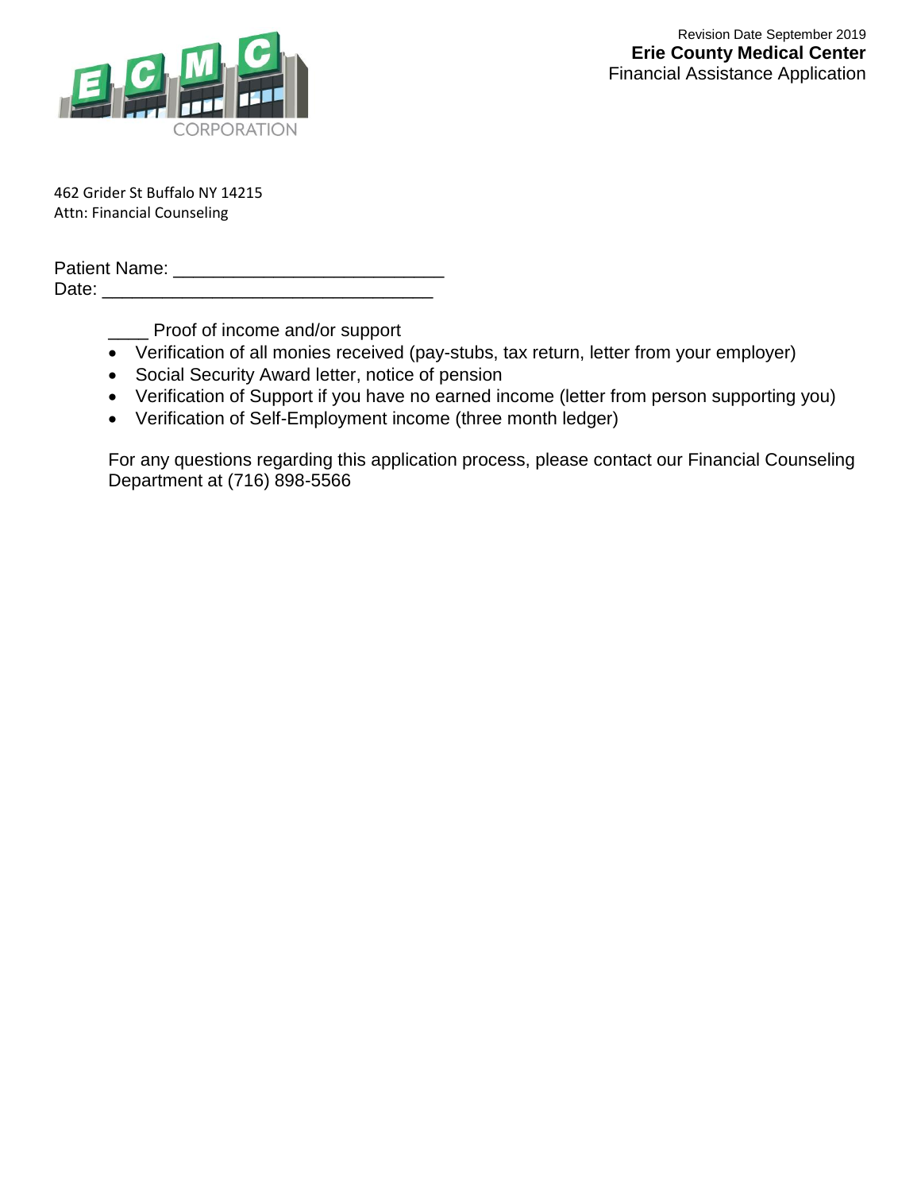Revision Date September 2019

**Erie County Medical Center**

Financial Assistance Application

462 Grider St Buffalo NY 14215
Attn: Financial Counseling

Patient Name: ___________________________
Date: _________________________________

____ Proof of income and/or support

- Verification of all monies received (pay-stubs, tax return, letter from your employer)
- Social Security Award letter, notice of pension
- Verification of Support if you have no earned income (letter from person supporting you)
- Verification of Self-Employment income (three month ledger)

For any questions regarding this application process, please contact our Financial Counseling Department at (716) 898-5566